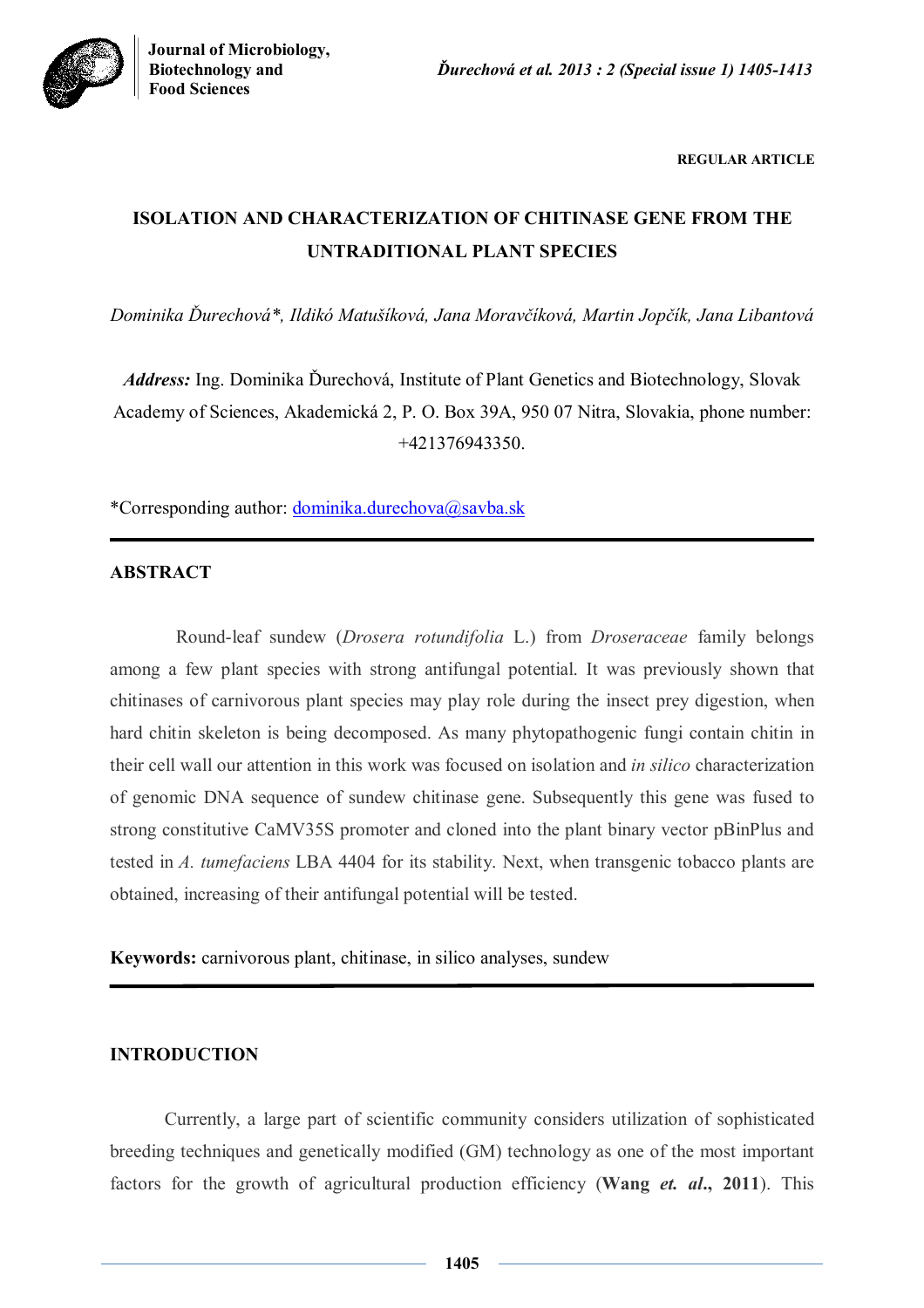**REGULAR ARTICLE**

# ISOLATION AND CHARACTERIZATION OF CHITINASE GENE FROM THE UNTRADITIONAL PLANT SPECIES

*Dominika Ďurechová\*, Ildikó Matušíková, Jana Moravčíková, Martin Jopčík, Jana Libantová*

***Address:*** Ing. Dominika Ďurechová, Institute of Plant Genetics and Biotechnology, Slovak Academy of Sciences, Akademická 2, P. O. Box 39A, 950 07 Nitra, Slovakia, phone number: +421376943350.

\*Corresponding author: dominika.durechova@savba.sk

## ABSTRACT

Round-leaf sundew (*Drosera rotundifolia* L.) from *Droseraceae* family belongs among a few plant species with strong antifungal potential. It was previously shown that chitinases of carnivorous plant species may play role during the insect prey digestion, when hard chitin skeleton is being decomposed. As many phytopathogenic fungi contain chitin in their cell wall our attention in this work was focused on isolation and *in silico* characterization of genomic DNA sequence of sundew chitinase gene. Subsequently this gene was fused to strong constitutive CaMV35S promoter and cloned into the plant binary vector pBinPlus and tested in *A. tumefaciens* LBA 4404 for its stability. Next, when transgenic tobacco plants are obtained, increasing of their antifungal potential will be tested.

**Keywords:** carnivorous plant, chitinase, in silico analyses, sundew

## INTRODUCTION

Currently, a large part of scientific community considers utilization of sophisticated breeding techniques and genetically modified (GM) technology as one of the most important factors for the growth of agricultural production efficiency (**Wang *et. al*., 2011**). This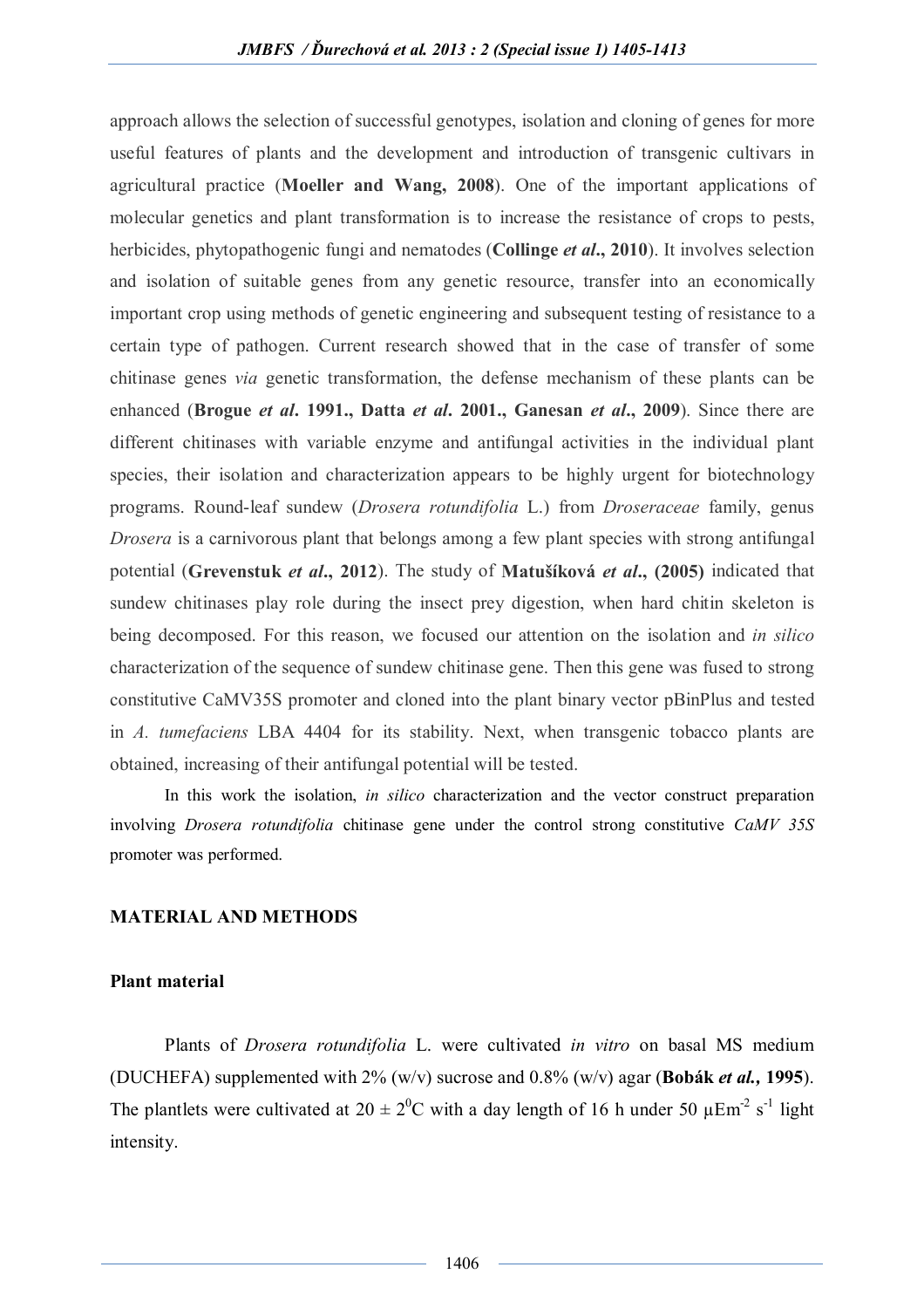approach allows the selection of successful genotypes, isolation and cloning of genes for more useful features of plants and the development and introduction of transgenic cultivars in agricultural practice (**Moeller and Wang, 2008**). One of the important applications of molecular genetics and plant transformation is to increase the resistance of crops to pests, herbicides, phytopathogenic fungi and nematodes (**Collinge *et al*., 2010**). It involves selection and isolation of suitable genes from any genetic resource, transfer into an economically important crop using methods of genetic engineering and subsequent testing of resistance to a certain type of pathogen. Current research showed that in the case of transfer of some chitinase genes *via* genetic transformation, the defense mechanism of these plants can be enhanced (**Brogue *et al*. 1991., Datta *et al*. 2001., Ganesan *et al*., 2009**). Since there are different chitinases with variable enzyme and antifungal activities in the individual plant species, their isolation and characterization appears to be highly urgent for biotechnology programs. Round-leaf sundew (*Drosera rotundifolia* L.) from *Droseraceae* family, genus *Drosera* is a carnivorous plant that belongs among a few plant species with strong antifungal potential (**Grevenstuk *et al*., 2012**). The study of **Matušíková *et al*., (2005)** indicated that sundew chitinases play role during the insect prey digestion, when hard chitin skeleton is being decomposed. For this reason, we focused our attention on the isolation and *in silico* characterization of the sequence of sundew chitinase gene. Then this gene was fused to strong constitutive CaMV35S promoter and cloned into the plant binary vector pBinPlus and tested in *A. tumefaciens* LBA 4404 for its stability. Next, when transgenic tobacco plants are obtained, increasing of their antifungal potential will be tested.

In this work the isolation, *in silico* characterization and the vector construct preparation involving *Drosera rotundifolia* chitinase gene under the control strong constitutive *CaMV 35S* promoter was performed.

## MATERIAL AND METHODS

### Plant material

Plants of *Drosera rotundifolia* L. were cultivated *in vitro* on basal MS medium (DUCHEFA) supplemented with 2% (w/v) sucrose and 0.8% (w/v) agar (**Bobák *et al.*, 1995**). The plantlets were cultivated at $20 \pm 2^{0}$C with a day length of 16 h under 50 $\mu Em^{-2} s^{-1}$ light intensity.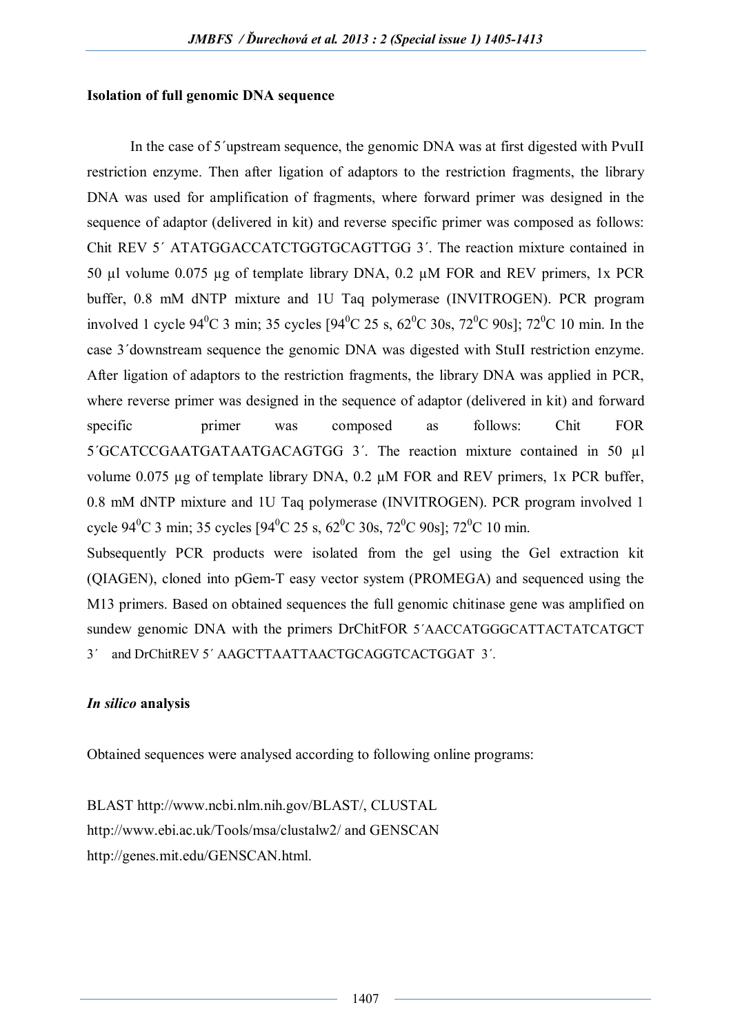**Isolation of full genomic DNA sequence**

In the case of 5´upstream sequence, the genomic DNA was at first digested with PvuII restriction enzyme. Then after ligation of adaptors to the restriction fragments, the library DNA was used for amplification of fragments, where forward primer was designed in the sequence of adaptor (delivered in kit) and reverse specific primer was composed as follows: Chit REV 5´ ATATGGACCATCTGGTGCAGTTGG 3´. The reaction mixture contained in 50 µl volume 0.075 µg of template library DNA, 0.2 µM FOR and REV primers, 1x PCR buffer, 0.8 mM dNTP mixture and 1U Taq polymerase (INVITROGEN). PCR program involved 1 cycle 94$^0$C 3 min; 35 cycles [94$^0$C 25 s, 62$^0$C 30s, 72$^0$C 90s]; 72$^0$C 10 min. In the case 3´downstream sequence the genomic DNA was digested with StuII restriction enzyme. After ligation of adaptors to the restriction fragments, the library DNA was applied in PCR, where reverse primer was designed in the sequence of adaptor (delivered in kit) and forward specific primer was composed as follows: Chit FOR 5´GCATCCGAATGATAATGACAGTGG 3´. The reaction mixture contained in 50 µl volume 0.075 µg of template library DNA, 0.2 µM FOR and REV primers, 1x PCR buffer, 0.8 mM dNTP mixture and 1U Taq polymerase (INVITROGEN). PCR program involved 1 cycle 94$^0$C 3 min; 35 cycles [94$^0$C 25 s, 62$^0$C 30s, 72$^0$C 90s]; 72$^0$C 10 min.

Subsequently PCR products were isolated from the gel using the Gel extraction kit (QIAGEN), cloned into pGem-T easy vector system (PROMEGA) and sequenced using the M13 primers. Based on obtained sequences the full genomic chitinase gene was amplified on sundew genomic DNA with the primers DrChitFOR 5´AACCATGGGCATTACTATCATGCT 3´ and DrChitREV 5´ AAGCTTAATTAACTGCAGGTCACTGGAT 3´.

***In silico* analysis**

Obtained sequences were analysed according to following online programs:

BLAST http://www.ncbi.nlm.nih.gov/BLAST/, CLUSTAL http://www.ebi.ac.uk/Tools/msa/clustalw2/ and GENSCAN http://genes.mit.edu/GENSCAN.html.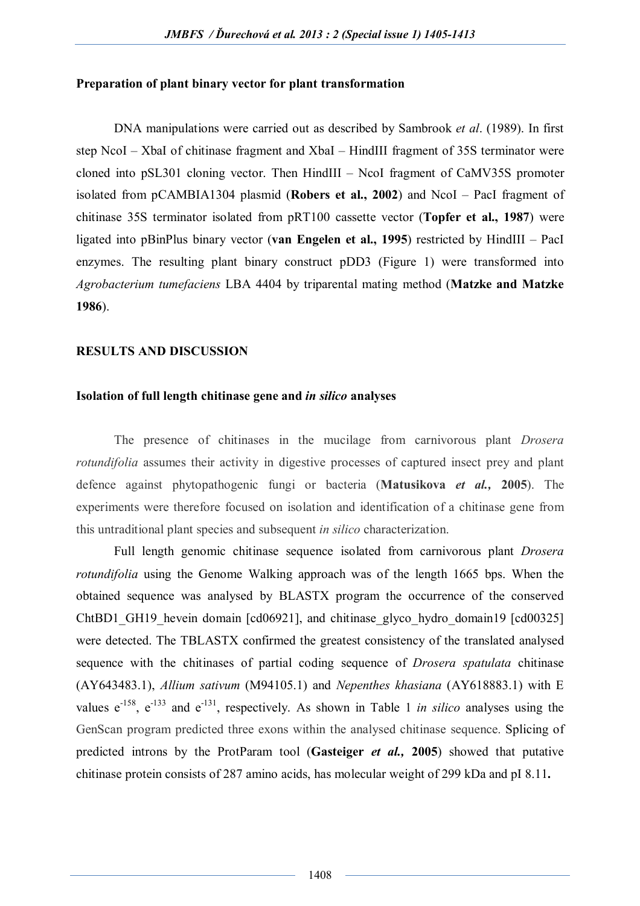**Preparation of plant binary vector for plant transformation**

DNA manipulations were carried out as described by Sambrook *et al*. (1989). In first step NcoI – XbaI of chitinase fragment and XbaI – HindIII fragment of 35S terminator were cloned into pSL301 cloning vector. Then HindIII – NcoI fragment of CaMV35S promoter isolated from pCAMBIA1304 plasmid (**Robers et al., 2002**) and NcoI – PacI fragment of chitinase 35S terminator isolated from pRT100 cassette vector (**Topfer et al., 1987**) were ligated into pBinPlus binary vector (**van Engelen et al., 1995**) restricted by HindIII – PacI enzymes. The resulting plant binary construct pDD3 (Figure 1) were transformed into *Agrobacterium tumefaciens* LBA 4404 by triparental mating method (**Matzke and Matzke 1986**).

## RESULTS AND DISCUSSION

### Isolation of full length chitinase gene and *in silico* analyses

The presence of chitinases in the mucilage from carnivorous plant *Drosera rotundifolia* assumes their activity in digestive processes of captured insect prey and plant defence against phytopathogenic fungi or bacteria (**Matusikova *et al.,* 2005**). The experiments were therefore focused on isolation and identification of a chitinase gene from this untraditional plant species and subsequent *in silico* characterization.

Full length genomic chitinase sequence isolated from carnivorous plant *Drosera rotundifolia* using the Genome Walking approach was of the length 1665 bps. When the obtained sequence was analysed by BLASTX program the occurrence of the conserved ChtBD1_GH19_hevein domain [cd06921], and chitinase_glyco_hydro_domain19 [cd00325] were detected. The TBLASTX confirmed the greatest consistency of the translated analysed sequence with the chitinases of partial coding sequence of *Drosera spatulata* chitinase (AY643483.1), *Allium sativum* (M94105.1) and *Nepenthes khasiana* (AY618883.1) with E values $e^{-158}$, $e^{-133}$ and $e^{-131}$, respectively. As shown in Table 1 *in silico* analyses using the GenScan program predicted three exons within the analysed chitinase sequence. Splicing of predicted introns by the ProtParam tool (**Gasteiger *et al.,* 2005**) showed that putative chitinase protein consists of 287 amino acids, has molecular weight of 299 kDa and pI 8.11**.**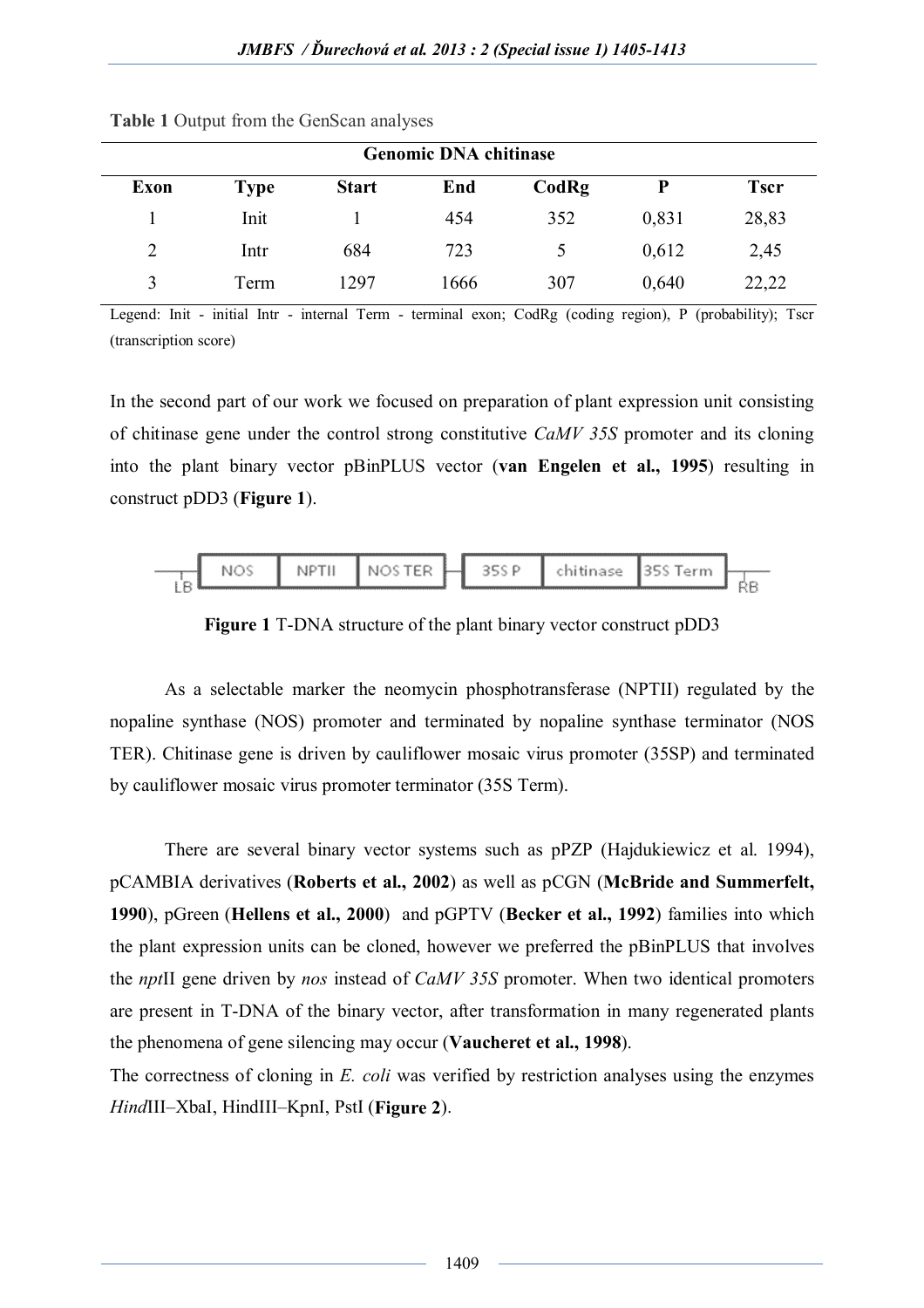**Table 1** Output from the GenScan analyses

| Genomic DNA chitinase | | | | | | |
|---|---|---|---|---|---|---|
| **Exon** | **Type** | **Start** | **End** | **CodRg** | **P** | **Tscr** |
| 1 | Init | 1 | 454 | 352 | 0,831 | 28,83 |
| 2 | Intr | 684 | 723 | 5 | 0,612 | 2,45 |
| 3 | Term | 1297 | 1666 | 307 | 0,640 | 22,22 |

Legend: Init - initial Intr - internal Term - terminal exon; CodRg (coding region), P (probability); Tscr (transcription score)

In the second part of our work we focused on preparation of plant expression unit consisting of chitinase gene under the control strong constitutive *CaMV 35S* promoter and its cloning into the plant binary vector pBinPLUS vector (**van Engelen et al., 1995**) resulting in construct pDD3 (**Figure 1**).

LB — NOS | NPTII | NOS TER — 35S P | chitinase | 35S Term — RB

**Figure 1** T-DNA structure of the plant binary vector construct pDD3

As a selectable marker the neomycin phosphotransferase (NPTII) regulated by the nopaline synthase (NOS) promoter and terminated by nopaline synthase terminator (NOS TER). Chitinase gene is driven by cauliflower mosaic virus promoter (35SP) and terminated by cauliflower mosaic virus promoter terminator (35S Term).

There are several binary vector systems such as pPZP (Hajdukiewicz et al. 1994), pCAMBIA derivatives (**Roberts et al., 2002**) as well as pCGN (**McBride and Summerfelt, 1990**), pGreen (**Hellens et al., 2000**) and pGPTV (**Becker et al., 1992**) families into which the plant expression units can be cloned, however we preferred the pBinPLUS that involves the *npt*II gene driven by *nos* instead of *CaMV 35S* promoter. When two identical promoters are present in T-DNA of the binary vector, after transformation in many regenerated plants the phenomena of gene silencing may occur (**Vaucheret et al., 1998**).
The correctness of cloning in *E. coli* was verified by restriction analyses using the enzymes *Hind*III–XbaI, HindIII–KpnI, PstI (**Figure 2**).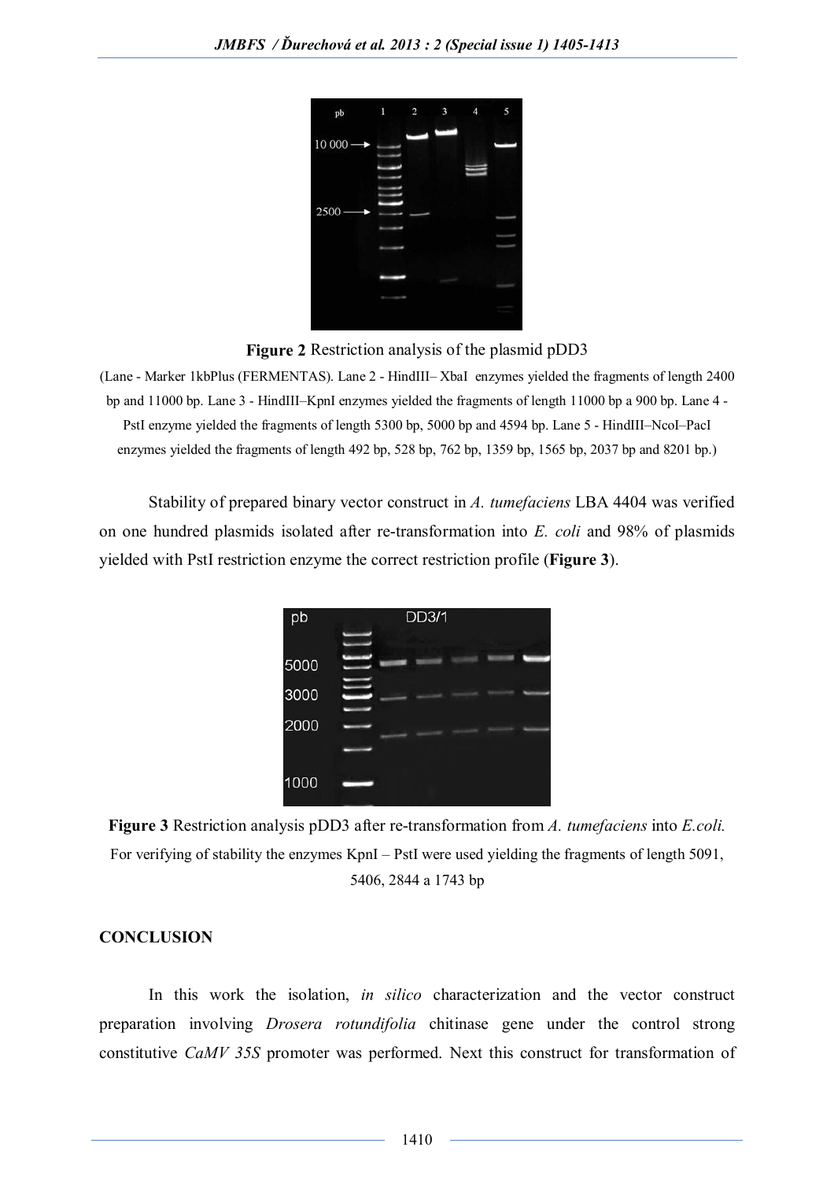**Figure 2** Restriction analysis of the plasmid pDD3

(Lane - Marker 1kbPlus (FERMENTAS). Lane 2 - HindIII– XbaI enzymes yielded the fragments of length 2400 bp and 11000 bp. Lane 3 - HindIII–KpnI enzymes yielded the fragments of length 11000 bp a 900 bp. Lane 4 - PstI enzyme yielded the fragments of length 5300 bp, 5000 bp and 4594 bp. Lane 5 - HindIII–NcoI–PacI enzymes yielded the fragments of length 492 bp, 528 bp, 762 bp, 1359 bp, 1565 bp, 2037 bp and 8201 bp.)

Stability of prepared binary vector construct in *A. tumefaciens* LBA 4404 was verified on one hundred plasmids isolated after re-transformation into *E. coli* and 98% of plasmids yielded with PstI restriction enzyme the correct restriction profile (**Figure 3**).

**Figure 3** Restriction analysis pDD3 after re-transformation from *A. tumefaciens* into *E.coli.* For verifying of stability the enzymes KpnI – PstI were used yielding the fragments of length 5091, 5406, 2844 a 1743 bp

## CONCLUSION

In this work the isolation, *in silico* characterization and the vector construct preparation involving *Drosera rotundifolia* chitinase gene under the control strong constitutive *CaMV 35S* promoter was performed. Next this construct for transformation of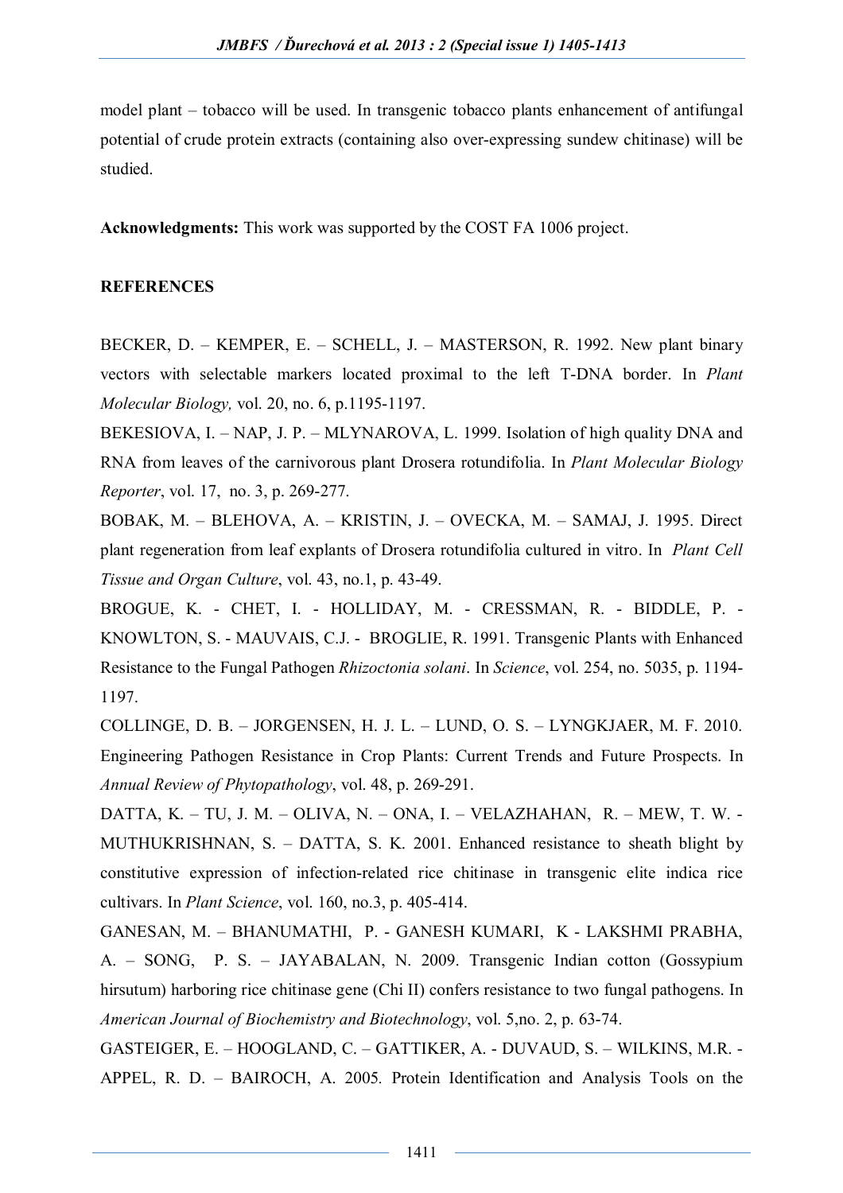model plant – tobacco will be used. In transgenic tobacco plants enhancement of antifungal potential of crude protein extracts (containing also over-expressing sundew chitinase) will be studied.

**Acknowledgments:** This work was supported by the COST FA 1006 project.

## REFERENCES

BECKER, D. – KEMPER, E. – SCHELL, J. – MASTERSON, R. 1992. New plant binary vectors with selectable markers located proximal to the left T-DNA border. In *Plant Molecular Biology,* vol. 20, no. 6, p.1195-1197.

BEKESIOVA, I. – NAP, J. P. – MLYNAROVA, L. 1999. Isolation of high quality DNA and RNA from leaves of the carnivorous plant Drosera rotundifolia. In *Plant Molecular Biology Reporter*, vol. 17, no. 3, p. 269-277.

BOBAK, M. – BLEHOVA, A. – KRISTIN, J. – OVECKA, M. – SAMAJ, J. 1995. Direct plant regeneration from leaf explants of Drosera rotundifolia cultured in vitro. In *Plant Cell Tissue and Organ Culture*, vol. 43, no.1, p. 43-49.

BROGUE, K. - CHET, I. - HOLLIDAY, M. - CRESSMAN, R. - BIDDLE, P. - KNOWLTON, S. - MAUVAIS, C.J. - BROGLIE, R. 1991. Transgenic Plants with Enhanced Resistance to the Fungal Pathogen *Rhizoctonia solani*. In *Science*, vol. 254, no. 5035, p. 1194-1197.

COLLINGE, D. B. – JORGENSEN, H. J. L. – LUND, O. S. – LYNGKJAER, M. F. 2010. Engineering Pathogen Resistance in Crop Plants: Current Trends and Future Prospects. In *Annual Review of Phytopathology*, vol. 48, p. 269-291.

DATTA, K. – TU, J. M. – OLIVA, N. – ONA, I. – VELAZHAHAN, R. – MEW, T. W. - MUTHUKRISHNAN, S. – DATTA, S. K. 2001. Enhanced resistance to sheath blight by constitutive expression of infection-related rice chitinase in transgenic elite indica rice cultivars. In *Plant Science*, vol. 160, no.3, p. 405-414.

GANESAN, M. – BHANUMATHI, P. - GANESH KUMARI, K - LAKSHMI PRABHA, A. – SONG, P. S. – JAYABALAN, N. 2009. Transgenic Indian cotton (Gossypium hirsutum) harboring rice chitinase gene (Chi II) confers resistance to two fungal pathogens. In *American Journal of Biochemistry and Biotechnology*, vol. 5,no. 2, p. 63-74.

GASTEIGER, E. – HOOGLAND, C. – GATTIKER, A. - DUVAUD, S. – WILKINS, M.R. - APPEL, R. D. – BAIROCH, A. 2005. Protein Identification and Analysis Tools on the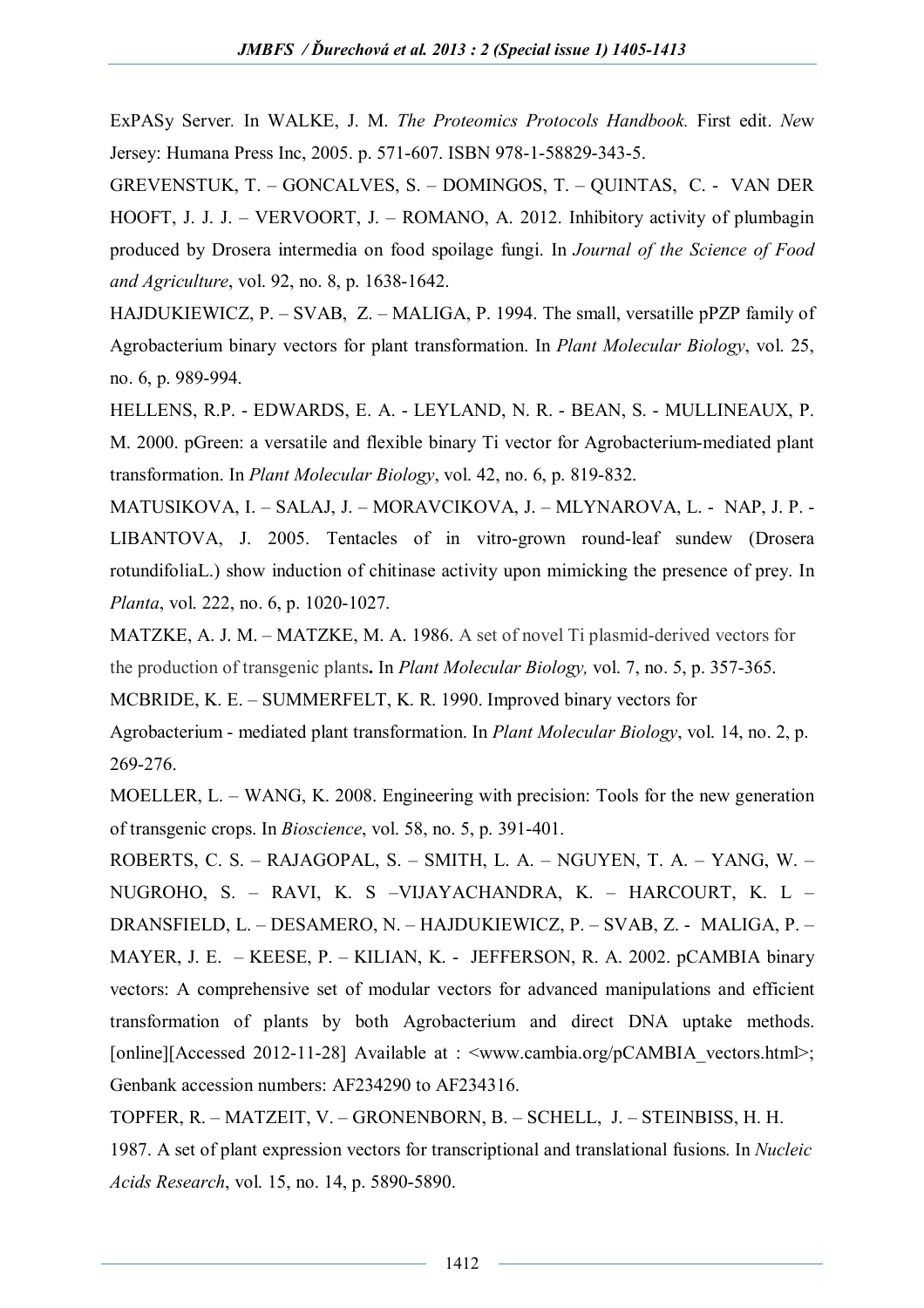ExPASy Server. In WALKE, J. M. *The Proteomics Protocols Handbook.* First edit. *Ne*w Jersey: Humana Press Inc, 2005. p. 571-607. ISBN 978-1-58829-343-5.

GREVENSTUK, T. – GONCALVES, S. – DOMINGOS, T. – QUINTAS, C. - VAN DER HOOFT, J. J. J. – VERVOORT, J. – ROMANO, A. 2012. Inhibitory activity of plumbagin produced by Drosera intermedia on food spoilage fungi. In *Journal of the Science of Food and Agriculture*, vol. 92, no. 8, p. 1638-1642.

HAJDUKIEWICZ, P. – SVAB, Z. – MALIGA, P. 1994. The small, versatille pPZP family of Agrobacterium binary vectors for plant transformation. In *Plant Molecular Biology*, vol. 25, no. 6, p. 989-994.

HELLENS, R.P. - EDWARDS, E. A. - LEYLAND, N. R. - BEAN, S. - MULLINEAUX, P. M. 2000. pGreen: a versatile and flexible binary Ti vector for Agrobacterium-mediated plant transformation. In *Plant Molecular Biology*, vol. 42, no. 6, p. 819-832.

MATUSIKOVA, I. – SALAJ, J. – MORAVCIKOVA, J. – MLYNAROVA, L. - NAP, J. P. - LIBANTOVA, J. 2005. Tentacles of in vitro-grown round-leaf sundew (Drosera rotundifoliaL.) show induction of chitinase activity upon mimicking the presence of prey. In *Planta*, vol. 222, no. 6, p. 1020-1027.

MATZKE, A. J. M. – MATZKE, M. A. 1986. A set of novel Ti plasmid-derived vectors for the production of transgenic plants**.** In *Plant Molecular Biology,* vol. 7, no. 5, p. 357-365.

MCBRIDE, K. E. – SUMMERFELT, K. R. 1990. Improved binary vectors for Agrobacterium - mediated plant transformation. In *Plant Molecular Biology*, vol. 14, no. 2, p. 269-276.

MOELLER, L. – WANG, K. 2008. Engineering with precision: Tools for the new generation of transgenic crops. In *Bioscience*, vol. 58, no. 5, p. 391-401.

ROBERTS, C. S. – RAJAGOPAL, S. – SMITH, L. A. – NGUYEN, T. A. – YANG, W. – NUGROHO, S. – RAVI, K. S –VIJAYACHANDRA, K. – HARCOURT, K. L – DRANSFIELD, L. – DESAMERO, N. – HAJDUKIEWICZ, P. – SVAB, Z. - MALIGA, P. – MAYER, J. E. – KEESE, P. – KILIAN, K. - JEFFERSON, R. A. 2002. pCAMBIA binary vectors: A comprehensive set of modular vectors for advanced manipulations and efficient transformation of plants by both Agrobacterium and direct DNA uptake methods. [online][Accessed 2012-11-28] Available at : <www.cambia.org/pCAMBIA_vectors.html>; Genbank accession numbers: AF234290 to AF234316.

TOPFER, R. – MATZEIT, V. – GRONENBORN, B. – SCHELL, J. – STEINBISS, H. H. 1987. A set of plant expression vectors for transcriptional and translational fusions. In *Nucleic Acids Research*, vol. 15, no. 14, p. 5890-5890.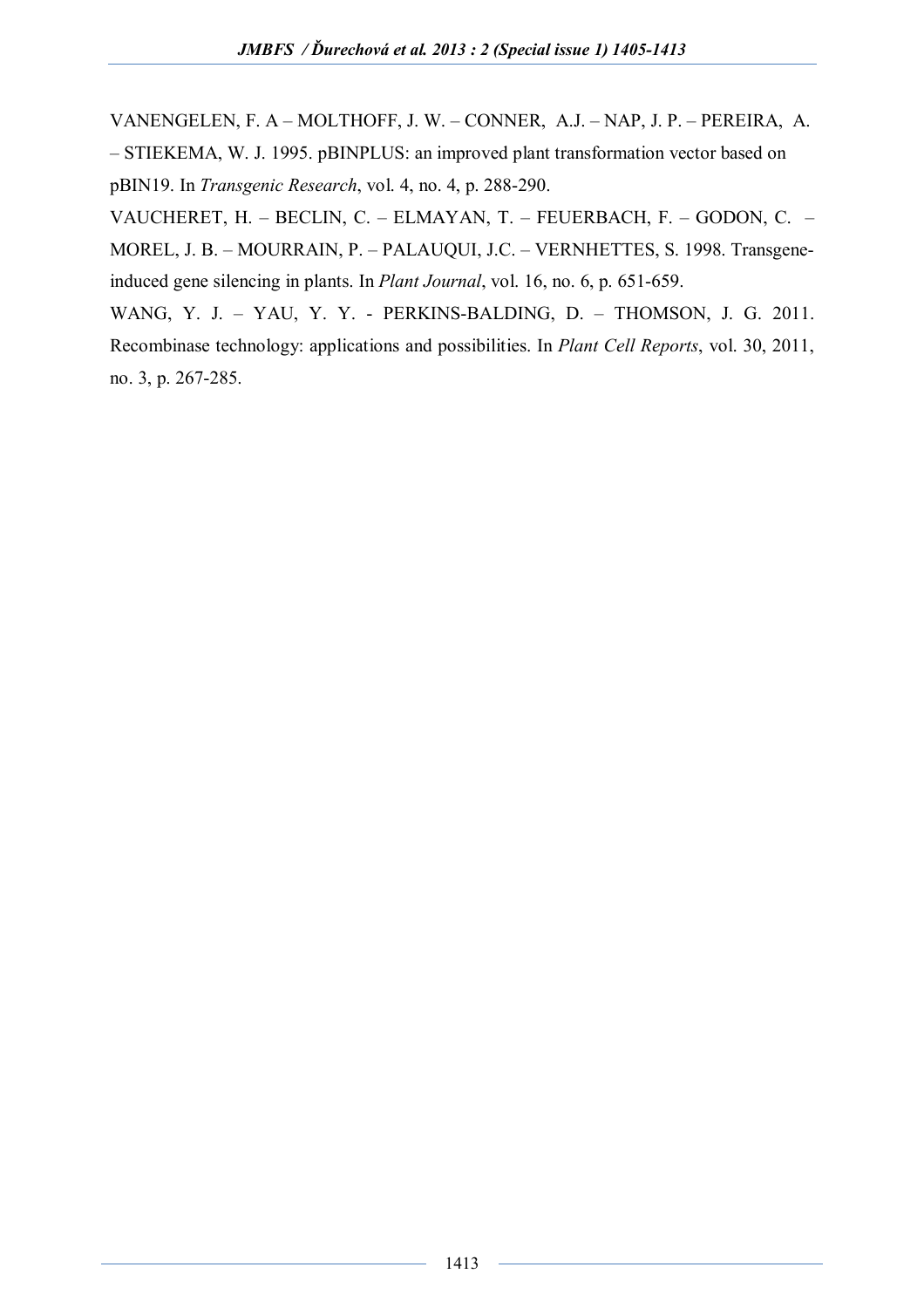VANENGELEN, F. A – MOLTHOFF, J. W. – CONNER, A.J. – NAP, J. P. – PEREIRA, A. – STIEKEMA, W. J. 1995. pBINPLUS: an improved plant transformation vector based on pBIN19. In *Transgenic Research*, vol. 4, no. 4, p. 288-290.

VAUCHERET, H. – BECLIN, C. – ELMAYAN, T. – FEUERBACH, F. – GODON, C. – MOREL, J. B. – MOURRAIN, P. – PALAUQUI, J.C. – VERNHETTES, S. 1998. Transgene-induced gene silencing in plants. In *Plant Journal*, vol. 16, no. 6, p. 651-659.

WANG, Y. J. – YAU, Y. Y. - PERKINS-BALDING, D. – THOMSON, J. G. 2011. Recombinase technology: applications and possibilities. In *Plant Cell Reports*, vol. 30, 2011, no. 3, p. 267-285.